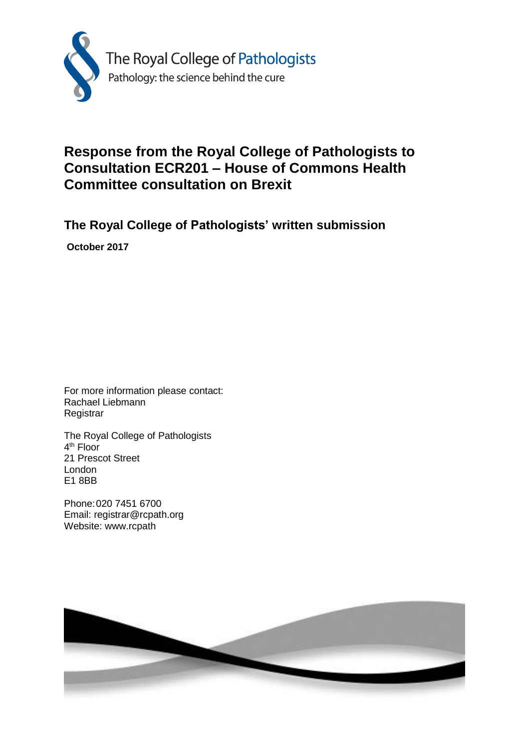The Royal College of Pathologists

Pathology: the science behind the cure

# Response from the Royal College of Pathologists to Consultation ECR201 – House of Commons Health Committee consultation on Brexit

## The Royal College of Pathologists' written submission

**October 2017**

For more information please contact:
Rachael Liebmann
Registrar

The Royal College of Pathologists
4th Floor
21 Prescot Street
London
E1 8BB

Phone: 020 7451 6700
Email: registrar@rcpath.org
Website: www.rcpath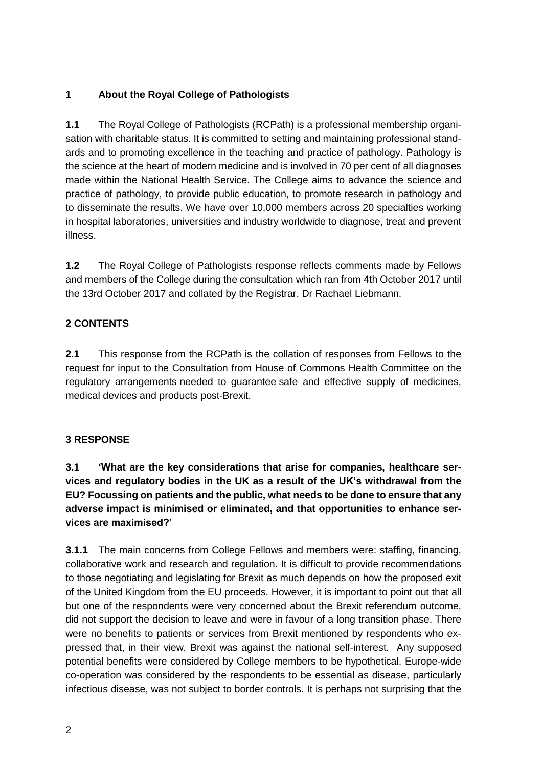## 1 About the Royal College of Pathologists

**1.1** The Royal College of Pathologists (RCPath) is a professional membership organisation with charitable status. It is committed to setting and maintaining professional standards and to promoting excellence in the teaching and practice of pathology. Pathology is the science at the heart of modern medicine and is involved in 70 per cent of all diagnoses made within the National Health Service. The College aims to advance the science and practice of pathology, to provide public education, to promote research in pathology and to disseminate the results. We have over 10,000 members across 20 specialties working in hospital laboratories, universities and industry worldwide to diagnose, treat and prevent illness.

**1.2** The Royal College of Pathologists response reflects comments made by Fellows and members of the College during the consultation which ran from 4th October 2017 until the 13rd October 2017 and collated by the Registrar, Dr Rachael Liebmann.

## 2 CONTENTS

**2.1** This response from the RCPath is the collation of responses from Fellows to the request for input to the Consultation from House of Commons Health Committee on the regulatory arrangements needed to guarantee safe and effective supply of medicines, medical devices and products post-Brexit.

## 3 RESPONSE

**3.1 'What are the key considerations that arise for companies, healthcare services and regulatory bodies in the UK as a result of the UK's withdrawal from the EU? Focussing on patients and the public, what needs to be done to ensure that any adverse impact is minimised or eliminated, and that opportunities to enhance services are maximised?'**

**3.1.1** The main concerns from College Fellows and members were: staffing, financing, collaborative work and research and regulation. It is difficult to provide recommendations to those negotiating and legislating for Brexit as much depends on how the proposed exit of the United Kingdom from the EU proceeds. However, it is important to point out that all but one of the respondents were very concerned about the Brexit referendum outcome, did not support the decision to leave and were in favour of a long transition phase. There were no benefits to patients or services from Brexit mentioned by respondents who expressed that, in their view, Brexit was against the national self-interest. Any supposed potential benefits were considered by College members to be hypothetical. Europe-wide co-operation was considered by the respondents to be essential as disease, particularly infectious disease, was not subject to border controls. It is perhaps not surprising that the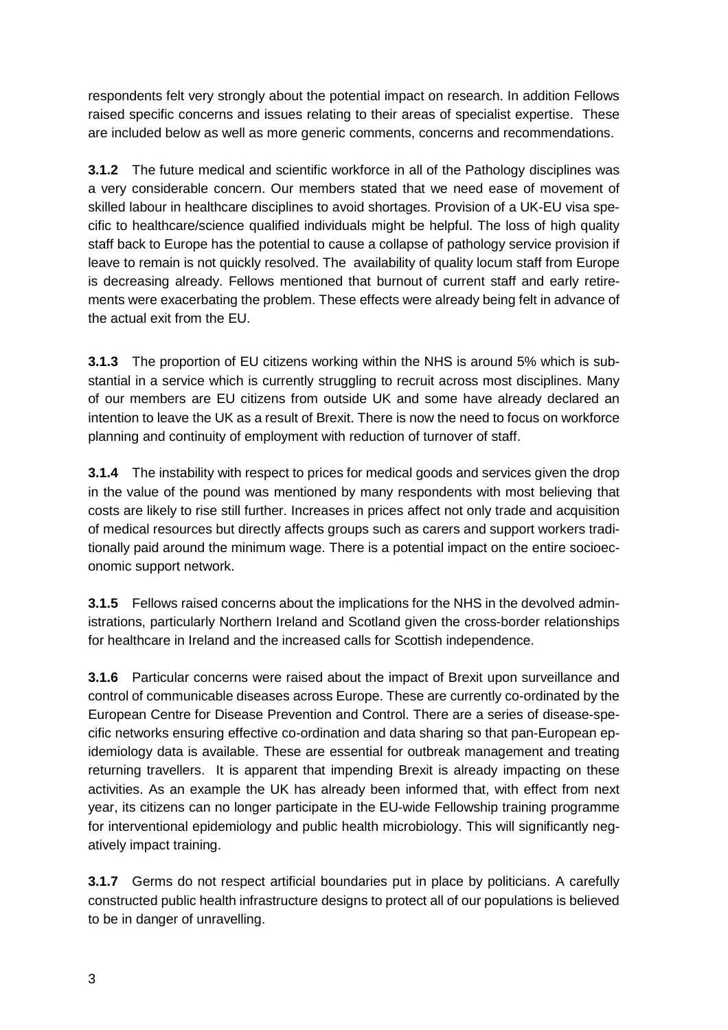respondents felt very strongly about the potential impact on research. In addition Fellows raised specific concerns and issues relating to their areas of specialist expertise. These are included below as well as more generic comments, concerns and recommendations.

**3.1.2** The future medical and scientific workforce in all of the Pathology disciplines was a very considerable concern. Our members stated that we need ease of movement of skilled labour in healthcare disciplines to avoid shortages. Provision of a UK-EU visa specific to healthcare/science qualified individuals might be helpful. The loss of high quality staff back to Europe has the potential to cause a collapse of pathology service provision if leave to remain is not quickly resolved. The availability of quality locum staff from Europe is decreasing already. Fellows mentioned that burnout of current staff and early retirements were exacerbating the problem. These effects were already being felt in advance of the actual exit from the EU.

**3.1.3** The proportion of EU citizens working within the NHS is around 5% which is substantial in a service which is currently struggling to recruit across most disciplines. Many of our members are EU citizens from outside UK and some have already declared an intention to leave the UK as a result of Brexit. There is now the need to focus on workforce planning and continuity of employment with reduction of turnover of staff.

**3.1.4** The instability with respect to prices for medical goods and services given the drop in the value of the pound was mentioned by many respondents with most believing that costs are likely to rise still further. Increases in prices affect not only trade and acquisition of medical resources but directly affects groups such as carers and support workers traditionally paid around the minimum wage. There is a potential impact on the entire socioeconomic support network.

**3.1.5** Fellows raised concerns about the implications for the NHS in the devolved administrations, particularly Northern Ireland and Scotland given the cross-border relationships for healthcare in Ireland and the increased calls for Scottish independence.

**3.1.6** Particular concerns were raised about the impact of Brexit upon surveillance and control of communicable diseases across Europe. These are currently co-ordinated by the European Centre for Disease Prevention and Control. There are a series of disease-specific networks ensuring effective co-ordination and data sharing so that pan-European epidemiology data is available. These are essential for outbreak management and treating returning travellers. It is apparent that impending Brexit is already impacting on these activities. As an example the UK has already been informed that, with effect from next year, its citizens can no longer participate in the EU-wide Fellowship training programme for interventional epidemiology and public health microbiology. This will significantly negatively impact training.

**3.1.7** Germs do not respect artificial boundaries put in place by politicians. A carefully constructed public health infrastructure designs to protect all of our populations is believed to be in danger of unravelling.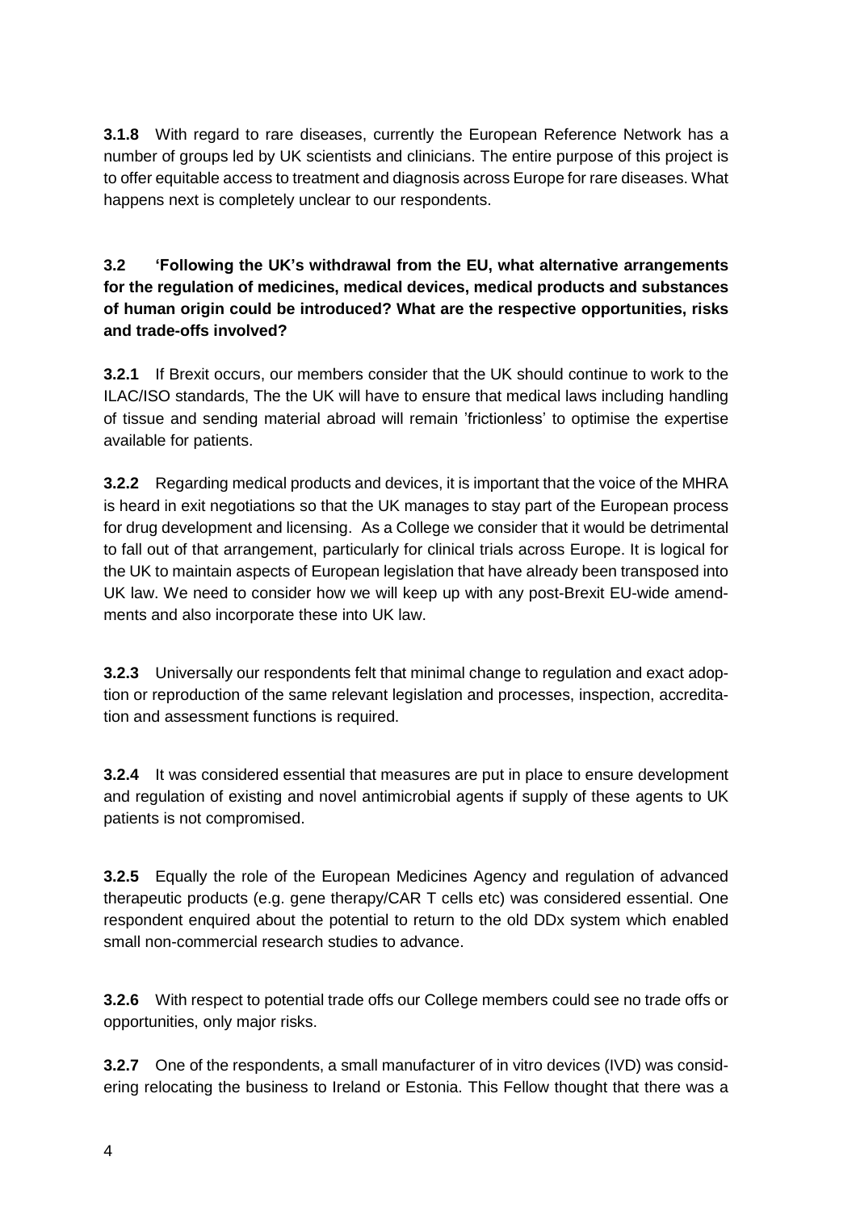**3.1.8** With regard to rare diseases, currently the European Reference Network has a number of groups led by UK scientists and clinicians. The entire purpose of this project is to offer equitable access to treatment and diagnosis across Europe for rare diseases. What happens next is completely unclear to our respondents.

**3.2 'Following the UK's withdrawal from the EU, what alternative arrangements for the regulation of medicines, medical devices, medical products and substances of human origin could be introduced? What are the respective opportunities, risks and trade-offs involved?**

**3.2.1** If Brexit occurs, our members consider that the UK should continue to work to the ILAC/ISO standards, The the UK will have to ensure that medical laws including handling of tissue and sending material abroad will remain 'frictionless' to optimise the expertise available for patients.

**3.2.2** Regarding medical products and devices, it is important that the voice of the MHRA is heard in exit negotiations so that the UK manages to stay part of the European process for drug development and licensing. As a College we consider that it would be detrimental to fall out of that arrangement, particularly for clinical trials across Europe. It is logical for the UK to maintain aspects of European legislation that have already been transposed into UK law. We need to consider how we will keep up with any post-Brexit EU-wide amendments and also incorporate these into UK law.

**3.2.3** Universally our respondents felt that minimal change to regulation and exact adoption or reproduction of the same relevant legislation and processes, inspection, accreditation and assessment functions is required.

**3.2.4** It was considered essential that measures are put in place to ensure development and regulation of existing and novel antimicrobial agents if supply of these agents to UK patients is not compromised.

**3.2.5** Equally the role of the European Medicines Agency and regulation of advanced therapeutic products (e.g. gene therapy/CAR T cells etc) was considered essential. One respondent enquired about the potential to return to the old DDx system which enabled small non-commercial research studies to advance.

**3.2.6** With respect to potential trade offs our College members could see no trade offs or opportunities, only major risks.

**3.2.7** One of the respondents, a small manufacturer of in vitro devices (IVD) was considering relocating the business to Ireland or Estonia. This Fellow thought that there was a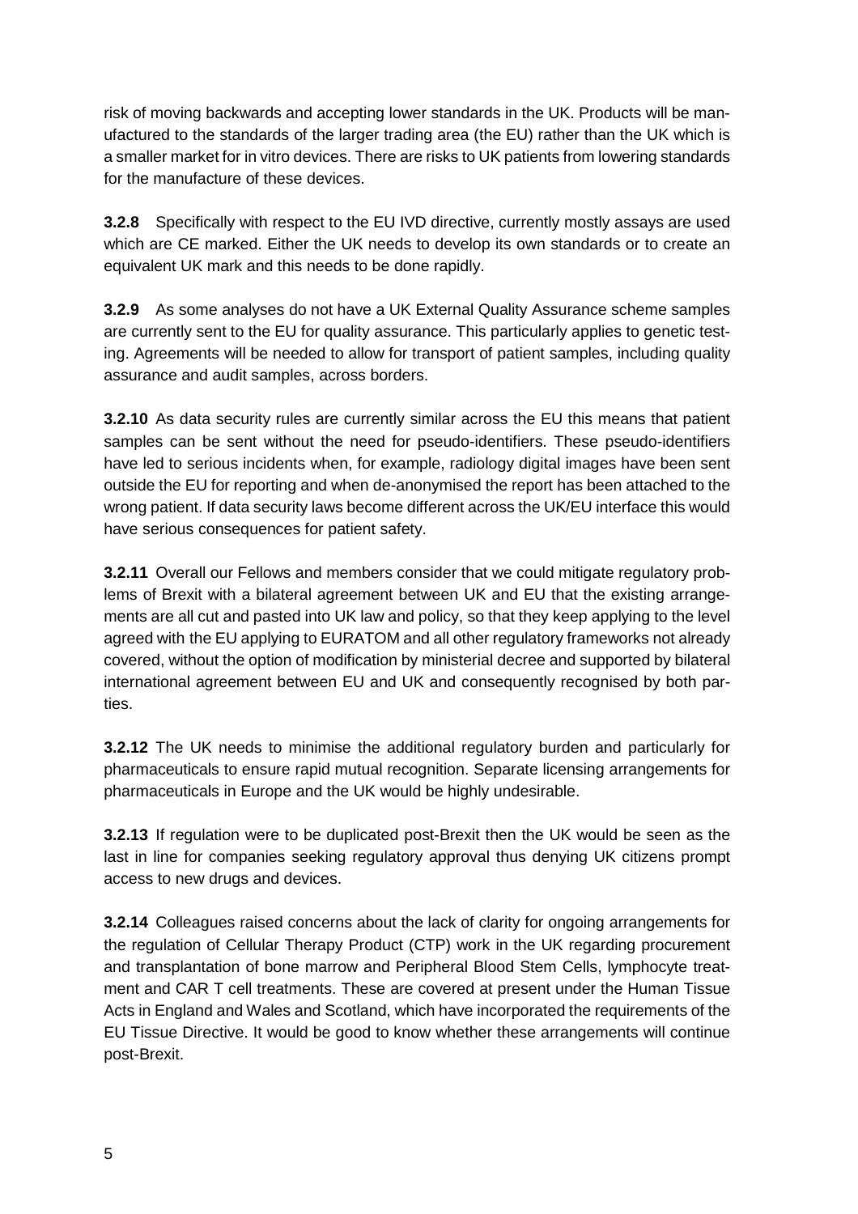risk of moving backwards and accepting lower standards in the UK. Products will be manufactured to the standards of the larger trading area (the EU) rather than the UK which is a smaller market for in vitro devices. There are risks to UK patients from lowering standards for the manufacture of these devices.

**3.2.8** Specifically with respect to the EU IVD directive, currently mostly assays are used which are CE marked. Either the UK needs to develop its own standards or to create an equivalent UK mark and this needs to be done rapidly.

**3.2.9** As some analyses do not have a UK External Quality Assurance scheme samples are currently sent to the EU for quality assurance. This particularly applies to genetic testing. Agreements will be needed to allow for transport of patient samples, including quality assurance and audit samples, across borders.

**3.2.10** As data security rules are currently similar across the EU this means that patient samples can be sent without the need for pseudo-identifiers. These pseudo-identifiers have led to serious incidents when, for example, radiology digital images have been sent outside the EU for reporting and when de-anonymised the report has been attached to the wrong patient. If data security laws become different across the UK/EU interface this would have serious consequences for patient safety.

**3.2.11** Overall our Fellows and members consider that we could mitigate regulatory problems of Brexit with a bilateral agreement between UK and EU that the existing arrangements are all cut and pasted into UK law and policy, so that they keep applying to the level agreed with the EU applying to EURATOM and all other regulatory frameworks not already covered, without the option of modification by ministerial decree and supported by bilateral international agreement between EU and UK and consequently recognised by both parties.

**3.2.12** The UK needs to minimise the additional regulatory burden and particularly for pharmaceuticals to ensure rapid mutual recognition. Separate licensing arrangements for pharmaceuticals in Europe and the UK would be highly undesirable.

**3.2.13** If regulation were to be duplicated post-Brexit then the UK would be seen as the last in line for companies seeking regulatory approval thus denying UK citizens prompt access to new drugs and devices.

**3.2.14** Colleagues raised concerns about the lack of clarity for ongoing arrangements for the regulation of Cellular Therapy Product (CTP) work in the UK regarding procurement and transplantation of bone marrow and Peripheral Blood Stem Cells, lymphocyte treatment and CAR T cell treatments. These are covered at present under the Human Tissue Acts in England and Wales and Scotland, which have incorporated the requirements of the EU Tissue Directive. It would be good to know whether these arrangements will continue post-Brexit.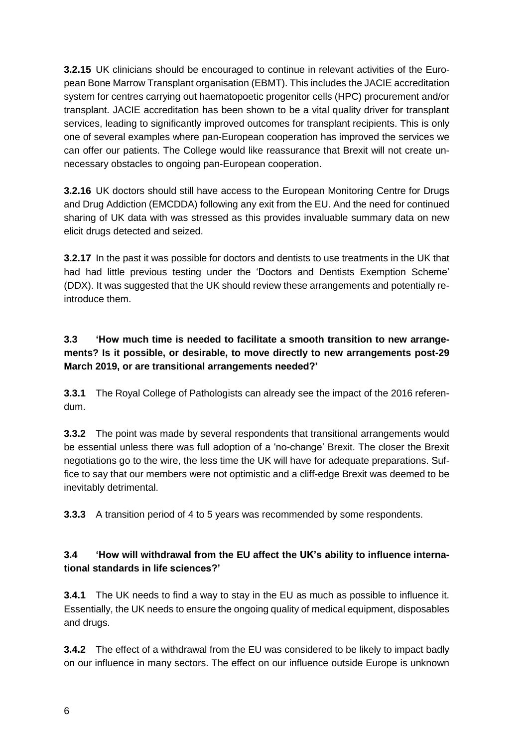**3.2.15** UK clinicians should be encouraged to continue in relevant activities of the European Bone Marrow Transplant organisation (EBMT). This includes the JACIE accreditation system for centres carrying out haematopoetic progenitor cells (HPC) procurement and/or transplant. JACIE accreditation has been shown to be a vital quality driver for transplant services, leading to significantly improved outcomes for transplant recipients. This is only one of several examples where pan-European cooperation has improved the services we can offer our patients. The College would like reassurance that Brexit will not create unnecessary obstacles to ongoing pan-European cooperation.

**3.2.16** UK doctors should still have access to the European Monitoring Centre for Drugs and Drug Addiction (EMCDDA) following any exit from the EU. And the need for continued sharing of UK data with was stressed as this provides invaluable summary data on new elicit drugs detected and seized.

**3.2.17** In the past it was possible for doctors and dentists to use treatments in the UK that had had little previous testing under the 'Doctors and Dentists Exemption Scheme' (DDX). It was suggested that the UK should review these arrangements and potentially reintroduce them.

### 3.3 'How much time is needed to facilitate a smooth transition to new arrangements? Is it possible, or desirable, to move directly to new arrangements post-29 March 2019, or are transitional arrangements needed?'

**3.3.1** The Royal College of Pathologists can already see the impact of the 2016 referendum.

**3.3.2** The point was made by several respondents that transitional arrangements would be essential unless there was full adoption of a 'no-change' Brexit. The closer the Brexit negotiations go to the wire, the less time the UK will have for adequate preparations. Suffice to say that our members were not optimistic and a cliff-edge Brexit was deemed to be inevitably detrimental.

**3.3.3** A transition period of 4 to 5 years was recommended by some respondents.

### 3.4 'How will withdrawal from the EU affect the UK's ability to influence international standards in life sciences?'

**3.4.1** The UK needs to find a way to stay in the EU as much as possible to influence it. Essentially, the UK needs to ensure the ongoing quality of medical equipment, disposables and drugs.

**3.4.2** The effect of a withdrawal from the EU was considered to be likely to impact badly on our influence in many sectors. The effect on our influence outside Europe is unknown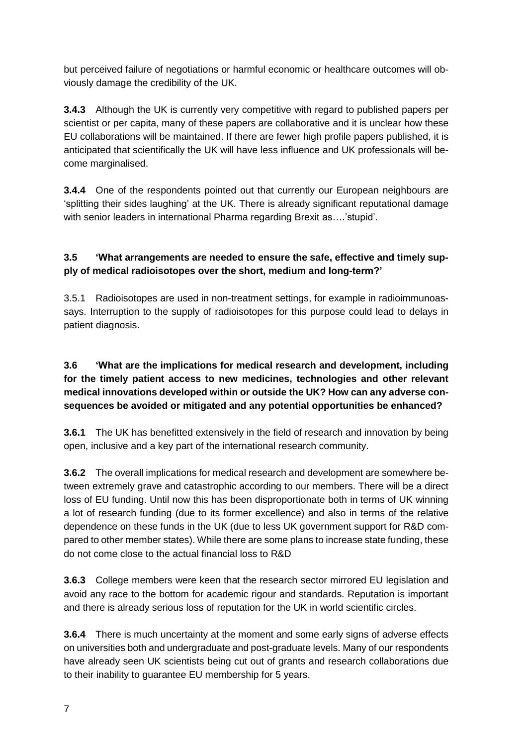but perceived failure of negotiations or harmful economic or healthcare outcomes will obviously damage the credibility of the UK.

**3.4.3** Although the UK is currently very competitive with regard to published papers per scientist or per capita, many of these papers are collaborative and it is unclear how these EU collaborations will be maintained. If there are fewer high profile papers published, it is anticipated that scientifically the UK will have less influence and UK professionals will become marginalised.

**3.4.4** One of the respondents pointed out that currently our European neighbours are 'splitting their sides laughing' at the UK. There is already significant reputational damage with senior leaders in international Pharma regarding Brexit as….'stupid'.

### 3.5 'What arrangements are needed to ensure the safe, effective and timely supply of medical radioisotopes over the short, medium and long-term?'

3.5.1 Radioisotopes are used in non-treatment settings, for example in radioimmunoassays. Interruption to the supply of radioisotopes for this purpose could lead to delays in patient diagnosis.

### 3.6 'What are the implications for medical research and development, including for the timely patient access to new medicines, technologies and other relevant medical innovations developed within or outside the UK? How can any adverse consequences be avoided or mitigated and any potential opportunities be enhanced?

**3.6.1** The UK has benefitted extensively in the field of research and innovation by being open, inclusive and a key part of the international research community.

**3.6.2** The overall implications for medical research and development are somewhere between extremely grave and catastrophic according to our members. There will be a direct loss of EU funding. Until now this has been disproportionate both in terms of UK winning a lot of research funding (due to its former excellence) and also in terms of the relative dependence on these funds in the UK (due to less UK government support for R&D compared to other member states). While there are some plans to increase state funding, these do not come close to the actual financial loss to R&D

**3.6.3** College members were keen that the research sector mirrored EU legislation and avoid any race to the bottom for academic rigour and standards. Reputation is important and there is already serious loss of reputation for the UK in world scientific circles.

**3.6.4** There is much uncertainty at the moment and some early signs of adverse effects on universities both and undergraduate and post-graduate levels. Many of our respondents have already seen UK scientists being cut out of grants and research collaborations due to their inability to guarantee EU membership for 5 years.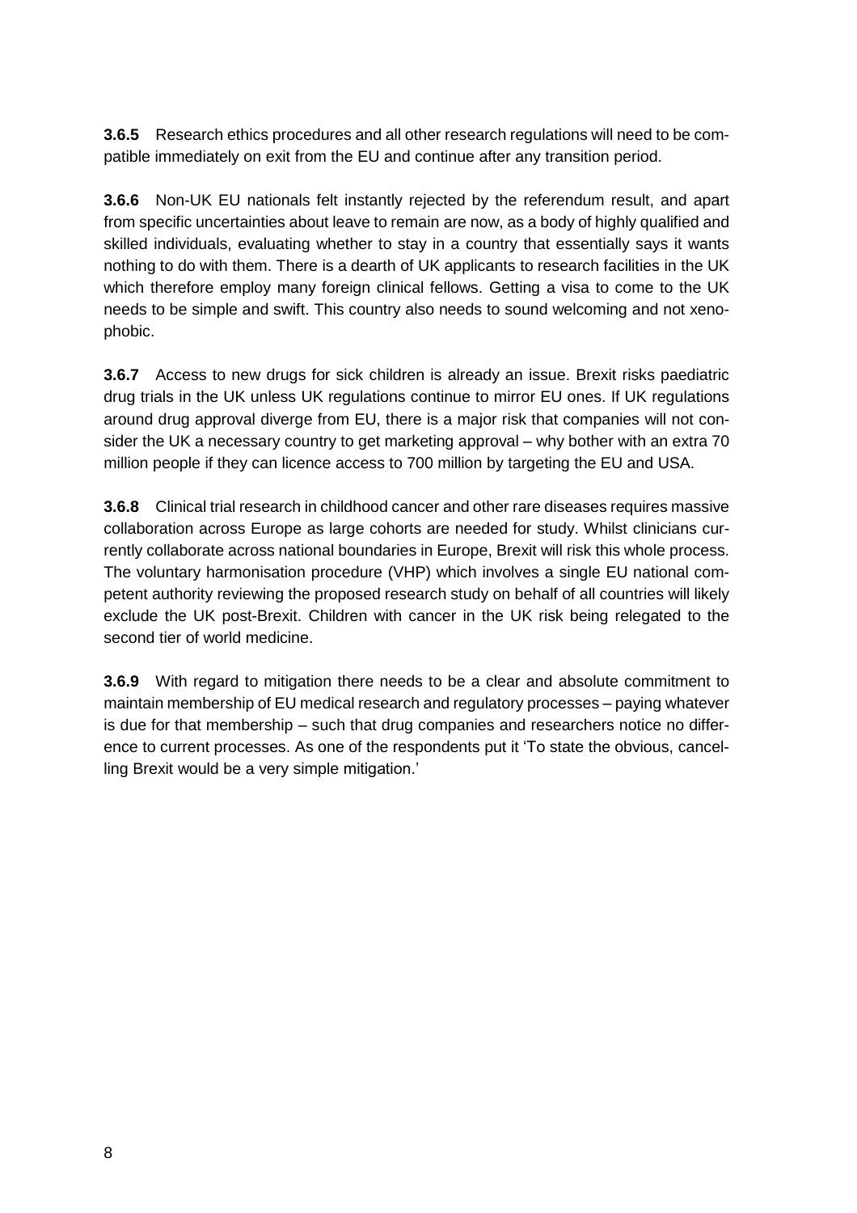**3.6.5** Research ethics procedures and all other research regulations will need to be compatible immediately on exit from the EU and continue after any transition period.

**3.6.6** Non-UK EU nationals felt instantly rejected by the referendum result, and apart from specific uncertainties about leave to remain are now, as a body of highly qualified and skilled individuals, evaluating whether to stay in a country that essentially says it wants nothing to do with them. There is a dearth of UK applicants to research facilities in the UK which therefore employ many foreign clinical fellows. Getting a visa to come to the UK needs to be simple and swift. This country also needs to sound welcoming and not xenophobic.

**3.6.7** Access to new drugs for sick children is already an issue. Brexit risks paediatric drug trials in the UK unless UK regulations continue to mirror EU ones. If UK regulations around drug approval diverge from EU, there is a major risk that companies will not consider the UK a necessary country to get marketing approval – why bother with an extra 70 million people if they can licence access to 700 million by targeting the EU and USA.

**3.6.8** Clinical trial research in childhood cancer and other rare diseases requires massive collaboration across Europe as large cohorts are needed for study. Whilst clinicians currently collaborate across national boundaries in Europe, Brexit will risk this whole process. The voluntary harmonisation procedure (VHP) which involves a single EU national competent authority reviewing the proposed research study on behalf of all countries will likely exclude the UK post-Brexit. Children with cancer in the UK risk being relegated to the second tier of world medicine.

**3.6.9** With regard to mitigation there needs to be a clear and absolute commitment to maintain membership of EU medical research and regulatory processes – paying whatever is due for that membership – such that drug companies and researchers notice no difference to current processes. As one of the respondents put it 'To state the obvious, cancelling Brexit would be a very simple mitigation.'